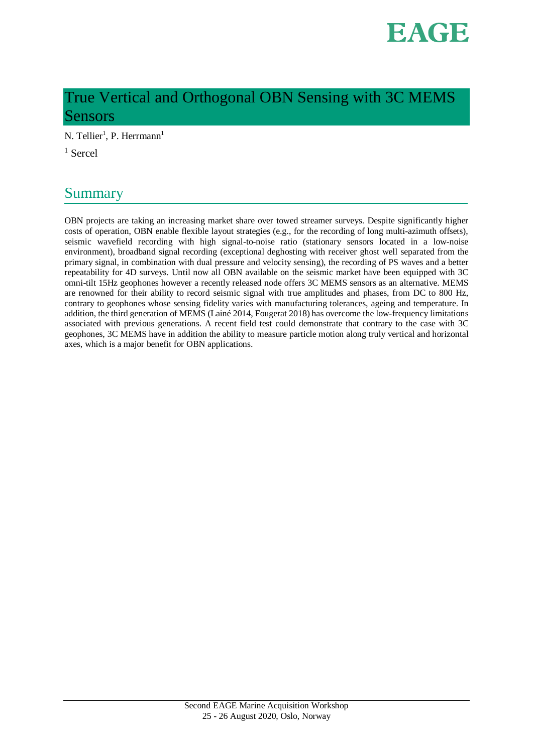# True Vertical and Orthogonal OBN Sensing with 3C MEMS Sensors

N. Tellier[1], P. Herrmann[1]

[1] Sercel

## Summary

OBN projects are taking an increasing market share over towed streamer surveys. Despite significantly higher costs of operation, OBN enable flexible layout strategies (e.g., for the recording of long multi-azimuth offsets), seismic wavefield recording with high signal-to-noise ratio (stationary sensors located in a low-noise environment), broadband signal recording (exceptional deghosting with receiver ghost well separated from the primary signal, in combination with dual pressure and velocity sensing), the recording of PS waves and a better repeatability for 4D surveys. Until now all OBN available on the seismic market have been equipped with 3C omni-tilt 15Hz geophones however a recently released node offers 3C MEMS sensors as an alternative. MEMS are renowned for their ability to record seismic signal with true amplitudes and phases, from DC to 800 Hz, contrary to geophones whose sensing fidelity varies with manufacturing tolerances, ageing and temperature. In addition, the third generation of MEMS (Lainé 2014, Fougerat 2018) has overcome the low-frequency limitations associated with previous generations. A recent field test could demonstrate that contrary to the case with 3C geophones, 3C MEMS have in addition the ability to measure particle motion along truly vertical and horizontal axes, which is a major benefit for OBN applications.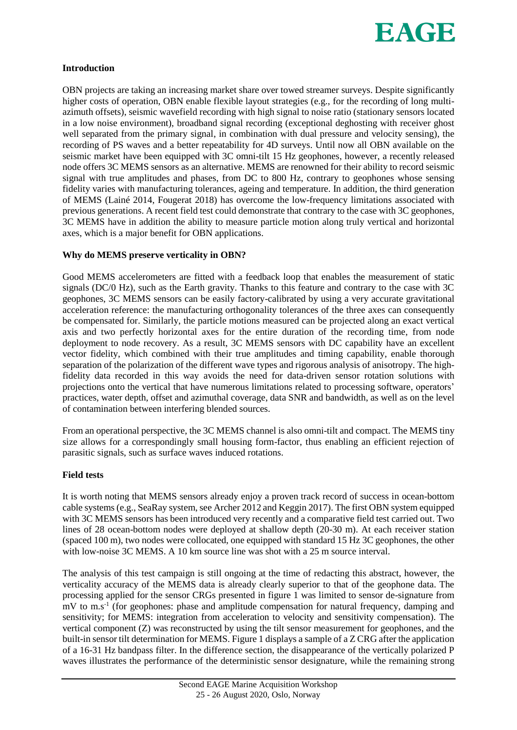## Introduction

OBN projects are taking an increasing market share over towed streamer surveys. Despite significantly higher costs of operation, OBN enable flexible layout strategies (e.g., for the recording of long multi-azimuth offsets), seismic wavefield recording with high signal to noise ratio (stationary sensors located in a low noise environment), broadband signal recording (exceptional deghosting with receiver ghost well separated from the primary signal, in combination with dual pressure and velocity sensing), the recording of PS waves and a better repeatability for 4D surveys. Until now all OBN available on the seismic market have been equipped with 3C omni-tilt 15 Hz geophones, however, a recently released node offers 3C MEMS sensors as an alternative. MEMS are renowned for their ability to record seismic signal with true amplitudes and phases, from DC to 800 Hz, contrary to geophones whose sensing fidelity varies with manufacturing tolerances, ageing and temperature. In addition, the third generation of MEMS (Lainé 2014, Fougerat 2018) has overcome the low-frequency limitations associated with previous generations. A recent field test could demonstrate that contrary to the case with 3C geophones, 3C MEMS have in addition the ability to measure particle motion along truly vertical and horizontal axes, which is a major benefit for OBN applications.

## Why do MEMS preserve verticality in OBN?

Good MEMS accelerometers are fitted with a feedback loop that enables the measurement of static signals (DC/0 Hz), such as the Earth gravity. Thanks to this feature and contrary to the case with 3C geophones, 3C MEMS sensors can be easily factory-calibrated by using a very accurate gravitational acceleration reference: the manufacturing orthogonality tolerances of the three axes can consequently be compensated for. Similarly, the particle motions measured can be projected along an exact vertical axis and two perfectly horizontal axes for the entire duration of the recording time, from node deployment to node recovery. As a result, 3C MEMS sensors with DC capability have an excellent vector fidelity, which combined with their true amplitudes and timing capability, enable thorough separation of the polarization of the different wave types and rigorous analysis of anisotropy. The high-fidelity data recorded in this way avoids the need for data-driven sensor rotation solutions with projections onto the vertical that have numerous limitations related to processing software, operators' practices, water depth, offset and azimuthal coverage, data SNR and bandwidth, as well as on the level of contamination between interfering blended sources.

From an operational perspective, the 3C MEMS channel is also omni-tilt and compact. The MEMS tiny size allows for a correspondingly small housing form-factor, thus enabling an efficient rejection of parasitic signals, such as surface waves induced rotations.

## Field tests

It is worth noting that MEMS sensors already enjoy a proven track record of success in ocean-bottom cable systems (e.g., SeaRay system, see Archer 2012 and Keggin 2017). The first OBN system equipped with 3C MEMS sensors has been introduced very recently and a comparative field test carried out. Two lines of 28 ocean-bottom nodes were deployed at shallow depth (20-30 m). At each receiver station (spaced 100 m), two nodes were collocated, one equipped with standard 15 Hz 3C geophones, the other with low-noise 3C MEMS. A 10 km source line was shot with a 25 m source interval.

The analysis of this test campaign is still ongoing at the time of redacting this abstract, however, the verticality accuracy of the MEMS data is already clearly superior to that of the geophone data. The processing applied for the sensor CRGs presented in figure 1 was limited to sensor de-signature from mV to $m.s^{-1}$ (for geophones: phase and amplitude compensation for natural frequency, damping and sensitivity; for MEMS: integration from acceleration to velocity and sensitivity compensation). The vertical component (Z) was reconstructed by using the tilt sensor measurement for geophones, and the built-in sensor tilt determination for MEMS. Figure 1 displays a sample of a Z CRG after the application of a 16-31 Hz bandpass filter. In the difference section, the disappearance of the vertically polarized P waves illustrates the performance of the deterministic sensor designature, while the remaining strong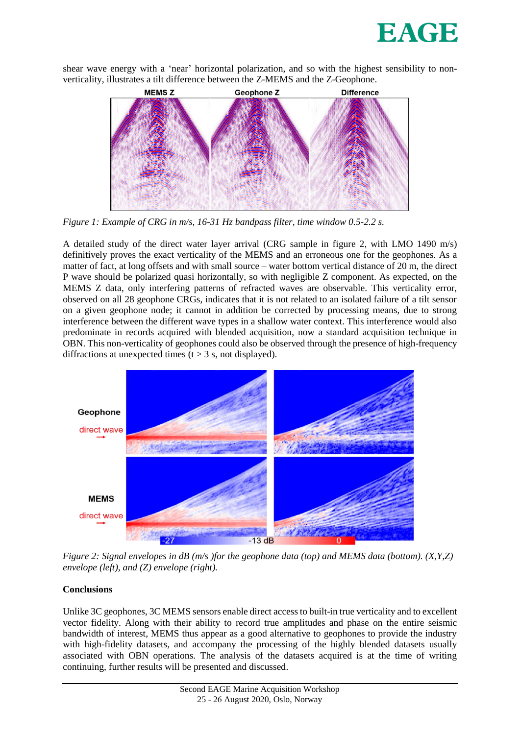shear wave energy with a 'near' horizontal polarization, and so with the highest sensibility to non-verticality, illustrates a tilt difference between the Z-MEMS and the Z-Geophone.

*Figure 1: Example of CRG in m/s, 16-31 Hz bandpass filter, time window 0.5-2.2 s.*

A detailed study of the direct water layer arrival (CRG sample in figure 2, with LMO 1490 m/s) definitively proves the exact verticality of the MEMS and an erroneous one for the geophones. As a matter of fact, at long offsets and with small source – water bottom vertical distance of 20 m, the direct P wave should be polarized quasi horizontally, so with negligible Z component. As expected, on the MEMS Z data, only interfering patterns of refracted waves are observable. This verticality error, observed on all 28 geophone CRGs, indicates that it is not related to an isolated failure of a tilt sensor on a given geophone node; it cannot in addition be corrected by processing means, due to strong interference between the different wave types in a shallow water context. This interference would also predominate in records acquired with blended acquisition, now a standard acquisition technique in OBN. This non-verticality of geophones could also be observed through the presence of high-frequency diffractions at unexpected times (t > 3 s, not displayed).

*Figure 2: Signal envelopes in dB (m/s )for the geophone data (top) and MEMS data (bottom). (X,Y,Z) envelope (left), and (Z) envelope (right).*

## Conclusions

Unlike 3C geophones, 3C MEMS sensors enable direct access to built-in true verticality and to excellent vector fidelity. Along with their ability to record true amplitudes and phase on the entire seismic bandwidth of interest, MEMS thus appear as a good alternative to geophones to provide the industry with high-fidelity datasets, and accompany the processing of the highly blended datasets usually associated with OBN operations. The analysis of the datasets acquired is at the time of writing continuing, further results will be presented and discussed.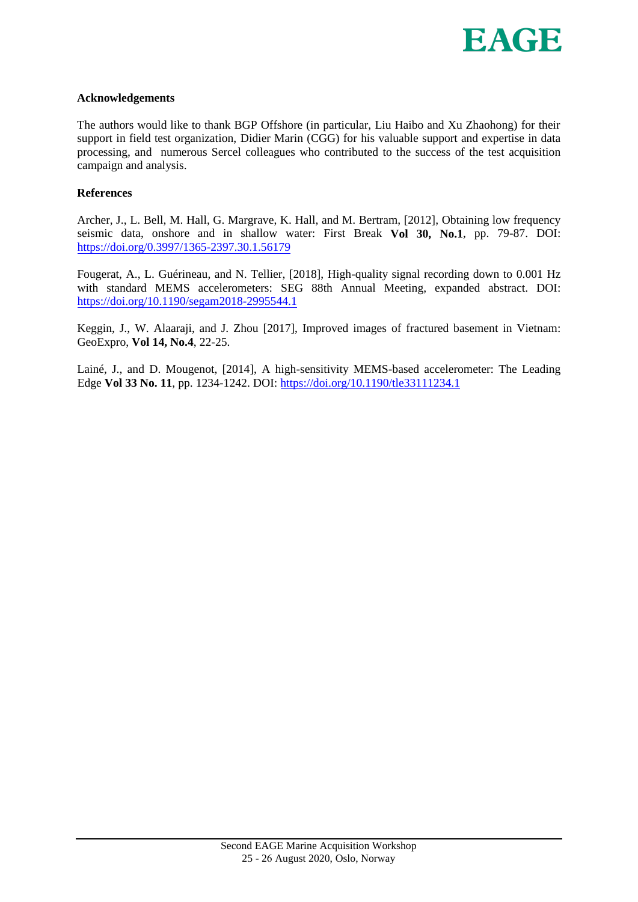**Acknowledgements**

The authors would like to thank BGP Offshore (in particular, Liu Haibo and Xu Zhaohong) for their support in field test organization, Didier Marin (CGG) for his valuable support and expertise in data processing, and numerous Sercel colleagues who contributed to the success of the test acquisition campaign and analysis.

**References**

Archer, J., L. Bell, M. Hall, G. Margrave, K. Hall, and M. Bertram, [2012], Obtaining low frequency seismic data, onshore and in shallow water: First Break **Vol 30, No.1**, pp. 79-87. DOI: https://doi.org/0.3997/1365-2397.30.1.56179

Fougerat, A., L. Guérineau, and N. Tellier, [2018], High-quality signal recording down to 0.001 Hz with standard MEMS accelerometers: SEG 88th Annual Meeting, expanded abstract. DOI: https://doi.org/10.1190/segam2018-2995544.1

Keggin, J., W. Alaaraji, and J. Zhou [2017], Improved images of fractured basement in Vietnam: GeoExpro, **Vol 14, No.4**, 22-25.

Lainé, J., and D. Mougenot, [2014], A high-sensitivity MEMS-based accelerometer: The Leading Edge **Vol 33 No. 11**, pp. 1234-1242. DOI: https://doi.org/10.1190/tle33111234.1